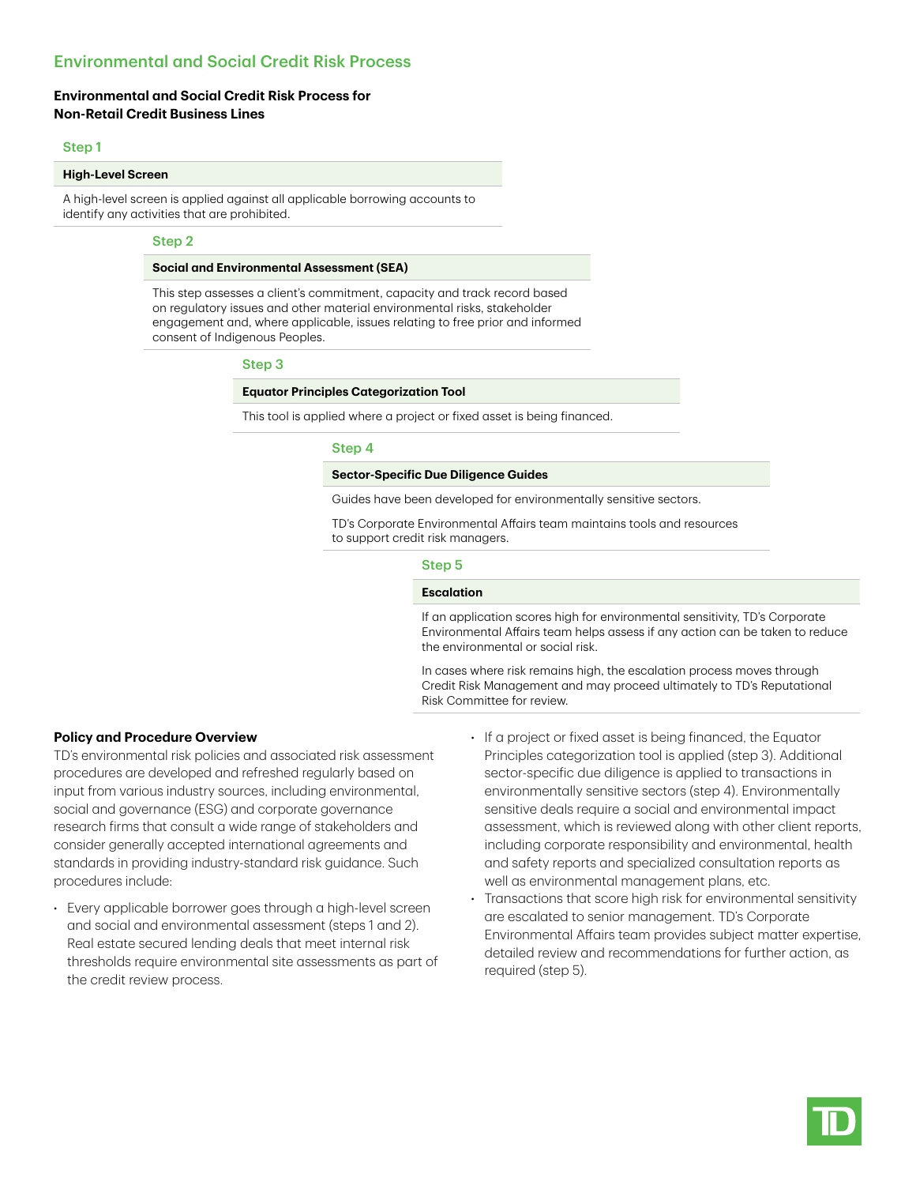# Environmental and Social Credit Risk Process

## Environmental and Social Credit Risk Process for Non-Retail Credit Business Lines

### Step 1

**High-Level Screen**

A high-level screen is applied against all applicable borrowing accounts to identify any activities that are prohibited.

### Step 2

**Social and Environmental Assessment (SEA)**

This step assesses a client's commitment, capacity and track record based on regulatory issues and other material environmental risks, stakeholder engagement and, where applicable, issues relating to free prior and informed consent of Indigenous Peoples.

### Step 3

**Equator Principles Categorization Tool**

This tool is applied where a project or fixed asset is being financed.

### Step 4

**Sector-Specific Due Diligence Guides**

Guides have been developed for environmentally sensitive sectors.

TD's Corporate Environmental Affairs team maintains tools and resources to support credit risk managers.

### Step 5

**Escalation**

If an application scores high for environmental sensitivity, TD's Corporate Environmental Affairs team helps assess if any action can be taken to reduce the environmental or social risk.

In cases where risk remains high, the escalation process moves through Credit Risk Management and may proceed ultimately to TD's Reputational Risk Committee for review.

## Policy and Procedure Overview

TD's environmental risk policies and associated risk assessment procedures are developed and refreshed regularly based on input from various industry sources, including environmental, social and governance (ESG) and corporate governance research firms that consult a wide range of stakeholders and consider generally accepted international agreements and standards in providing industry-standard risk guidance. Such procedures include:

- Every applicable borrower goes through a high-level screen and social and environmental assessment (steps 1 and 2). Real estate secured lending deals that meet internal risk thresholds require environmental site assessments as part of the credit review process.
- If a project or fixed asset is being financed, the Equator Principles categorization tool is applied (step 3). Additional sector-specific due diligence is applied to transactions in environmentally sensitive sectors (step 4). Environmentally sensitive deals require a social and environmental impact assessment, which is reviewed along with other client reports, including corporate responsibility and environmental, health and safety reports and specialized consultation reports as well as environmental management plans, etc.
- Transactions that score high risk for environmental sensitivity are escalated to senior management. TD's Corporate Environmental Affairs team provides subject matter expertise, detailed review and recommendations for further action, as required (step 5).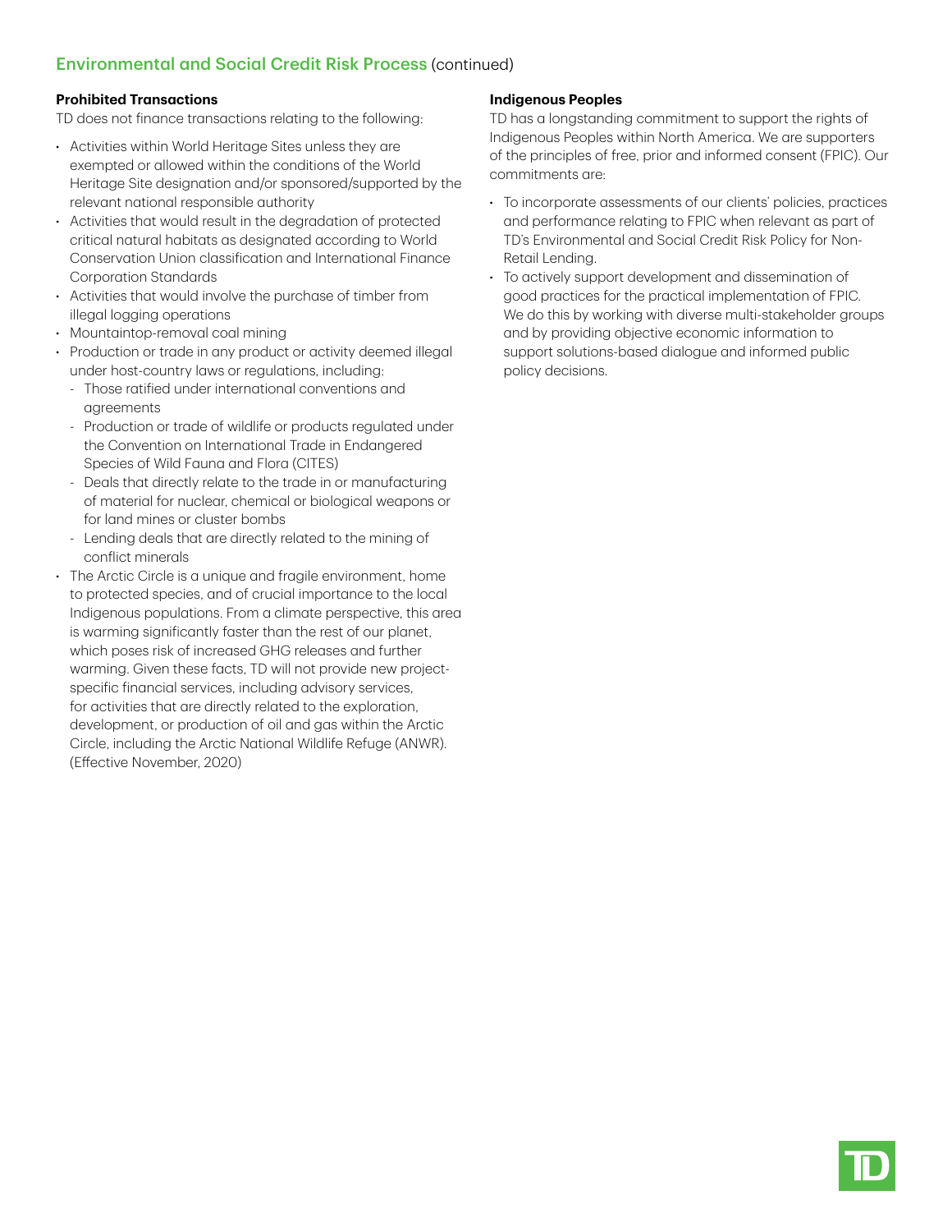## Environmental and Social Credit Risk Process (continued)

### Prohibited Transactions

TD does not finance transactions relating to the following:

- Activities within World Heritage Sites unless they are exempted or allowed within the conditions of the World Heritage Site designation and/or sponsored/supported by the relevant national responsible authority
- Activities that would result in the degradation of protected critical natural habitats as designated according to World Conservation Union classification and International Finance Corporation Standards
- Activities that would involve the purchase of timber from illegal logging operations
- Mountaintop-removal coal mining
- Production or trade in any product or activity deemed illegal under host-country laws or regulations, including:
  - Those ratified under international conventions and agreements
  - Production or trade of wildlife or products regulated under the Convention on International Trade in Endangered Species of Wild Fauna and Flora (CITES)
  - Deals that directly relate to the trade in or manufacturing of material for nuclear, chemical or biological weapons or for land mines or cluster bombs
  - Lending deals that are directly related to the mining of conflict minerals
- The Arctic Circle is a unique and fragile environment, home to protected species, and of crucial importance to the local Indigenous populations. From a climate perspective, this area is warming significantly faster than the rest of our planet, which poses risk of increased GHG releases and further warming. Given these facts, TD will not provide new project-specific financial services, including advisory services, for activities that are directly related to the exploration, development, or production of oil and gas within the Arctic Circle, including the Arctic National Wildlife Refuge (ANWR). (Effective November, 2020)

### Indigenous Peoples

TD has a longstanding commitment to support the rights of Indigenous Peoples within North America. We are supporters of the principles of free, prior and informed consent (FPIC). Our commitments are:

- To incorporate assessments of our clients' policies, practices and performance relating to FPIC when relevant as part of TD's Environmental and Social Credit Risk Policy for Non-Retail Lending.
- To actively support development and dissemination of good practices for the practical implementation of FPIC. We do this by working with diverse multi-stakeholder groups and by providing objective economic information to support solutions-based dialogue and informed public policy decisions.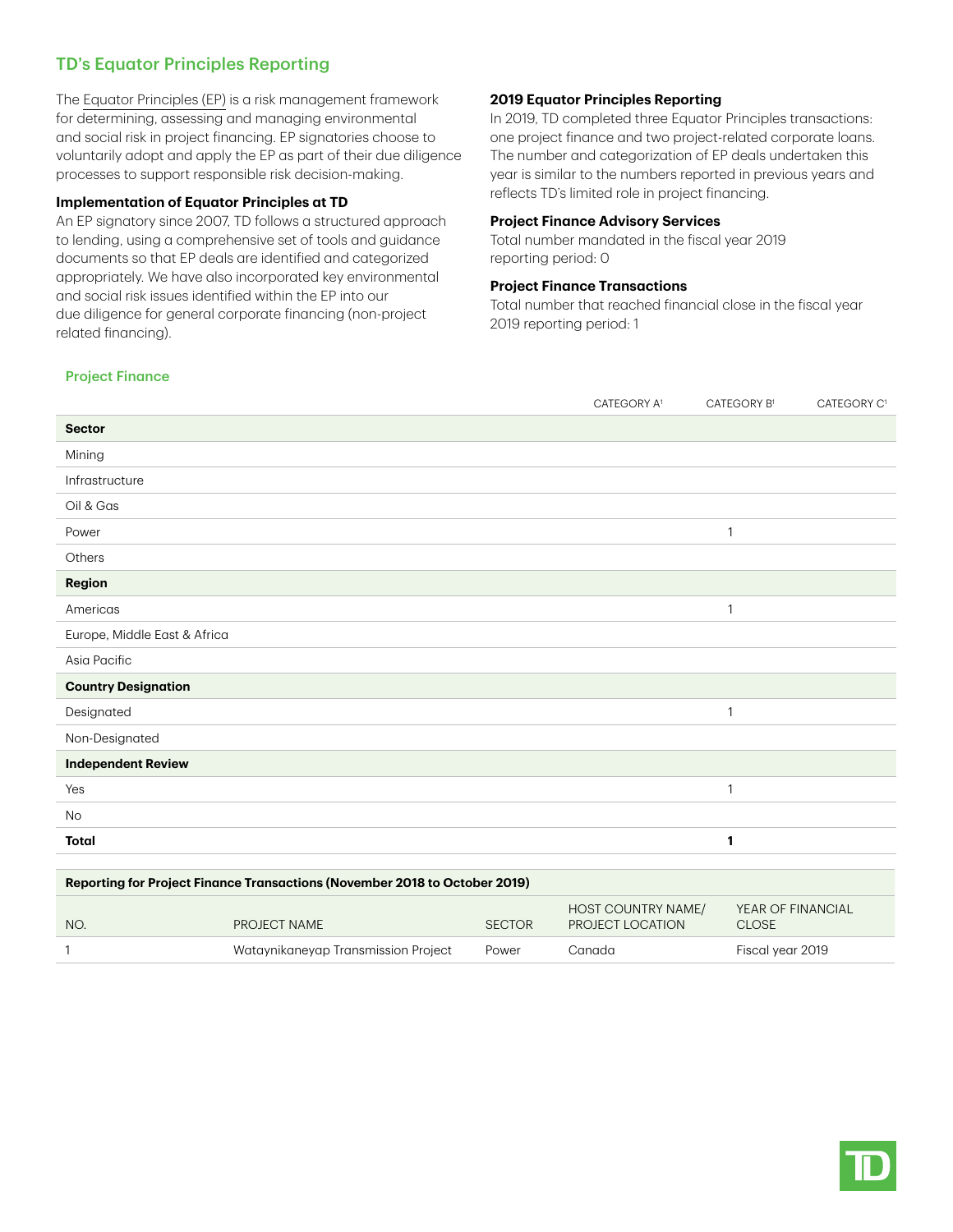## TD's Equator Principles Reporting

The Equator Principles (EP) is a risk management framework for determining, assessing and managing environmental and social risk in project financing. EP signatories choose to voluntarily adopt and apply the EP as part of their due diligence processes to support responsible risk decision-making.

### Implementation of Equator Principles at TD

An EP signatory since 2007, TD follows a structured approach to lending, using a comprehensive set of tools and guidance documents so that EP deals are identified and categorized appropriately. We have also incorporated key environmental and social risk issues identified within the EP into our due diligence for general corporate financing (non-project related financing).

### 2019 Equator Principles Reporting

In 2019, TD completed three Equator Principles transactions: one project finance and two project-related corporate loans. The number and categorization of EP deals undertaken this year is similar to the numbers reported in previous years and reflects TD's limited role in project financing.

### Project Finance Advisory Services

Total number mandated in the fiscal year 2019 reporting period: 0

### Project Finance Transactions

Total number that reached financial close in the fiscal year 2019 reporting period: 1

### Project Finance

| | CATEGORY A[1] | CATEGORY B[1] | CATEGORY C[1] |
|---|---|---|---|
| **Sector** | | | |
| Mining | | | |
| Infrastructure | | | |
| Oil & Gas | | | |
| Power | | 1 | |
| Others | | | |
| **Region** | | | |
| Americas | | 1 | |
| Europe, Middle East & Africa | | | |
| Asia Pacific | | | |
| **Country Designation** | | | |
| Designated | | 1 | |
| Non-Designated | | | |
| **Independent Review** | | | |
| Yes | | 1 | |
| No | | | |
| **Total** | | **1** | |

**Reporting for Project Finance Transactions (November 2018 to October 2019)**

| NO. | PROJECT NAME | SECTOR | HOST COUNTRY NAME/ PROJECT LOCATION | YEAR OF FINANCIAL CLOSE |
|---|---|---|---|---|
| 1 | Wataynikaneyap Transmission Project | Power | Canada | Fiscal year 2019 |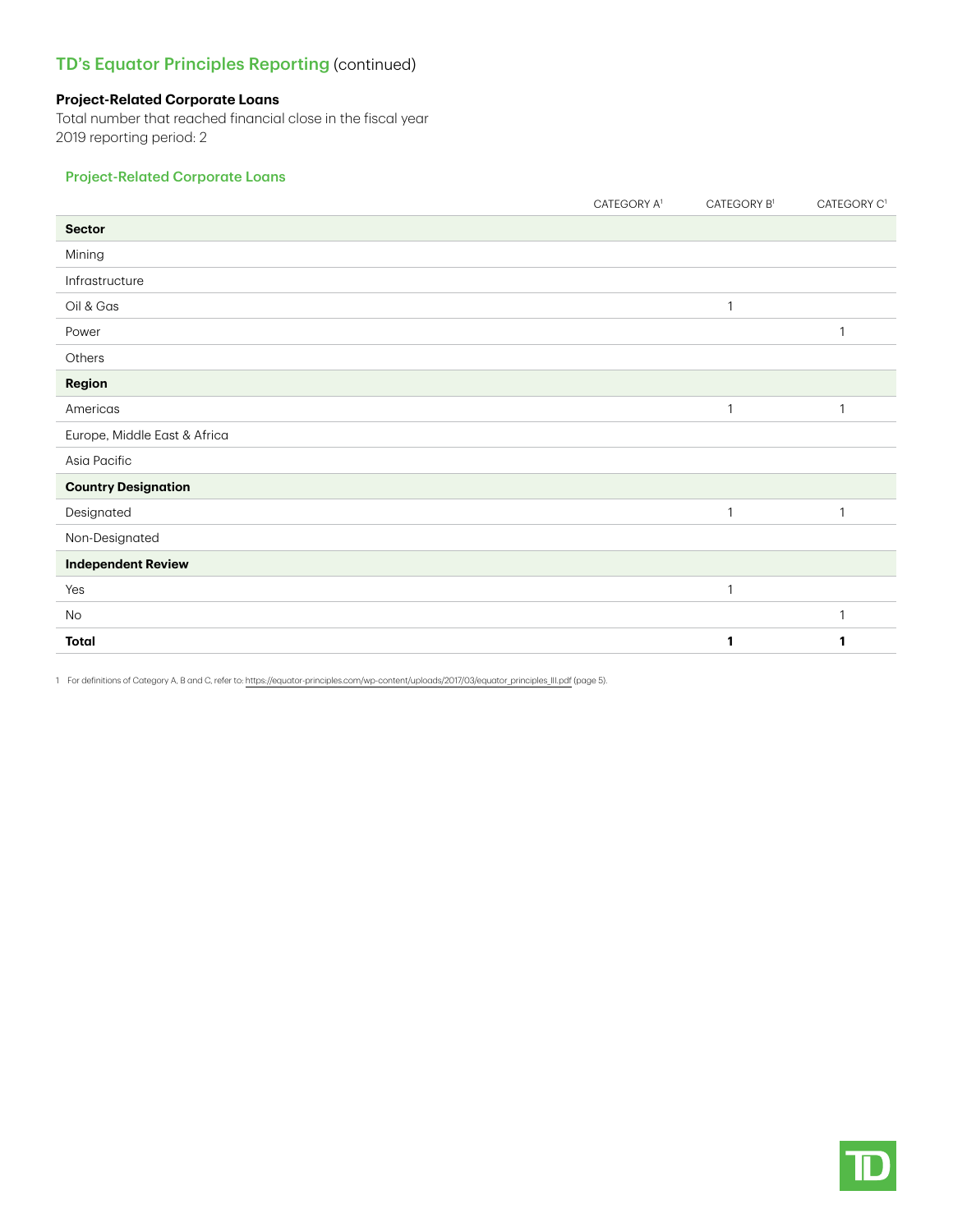## TD's Equator Principles Reporting (continued)

**Project-Related Corporate Loans**

Total number that reached financial close in the fiscal year 2019 reporting period: 2

### Project-Related Corporate Loans

| | CATEGORY A[1] | CATEGORY B[1] | CATEGORY C[1] |
|---|---|---|---|
| **Sector** | | | |
| Mining | | | |
| Infrastructure | | | |
| Oil & Gas | | 1 | |
| Power | | | 1 |
| Others | | | |
| **Region** | | | |
| Americas | | 1 | 1 |
| Europe, Middle East & Africa | | | |
| Asia Pacific | | | |
| **Country Designation** | | | |
| Designated | | 1 | 1 |
| Non-Designated | | | |
| **Independent Review** | | | |
| Yes | | 1 | |
| No | | | 1 |
| **Total** | | **1** | **1** |

1 For definitions of Category A, B and C, refer to: https://equator-principles.com/wp-content/uploads/2017/03/equator_principles_III.pdf (page 5).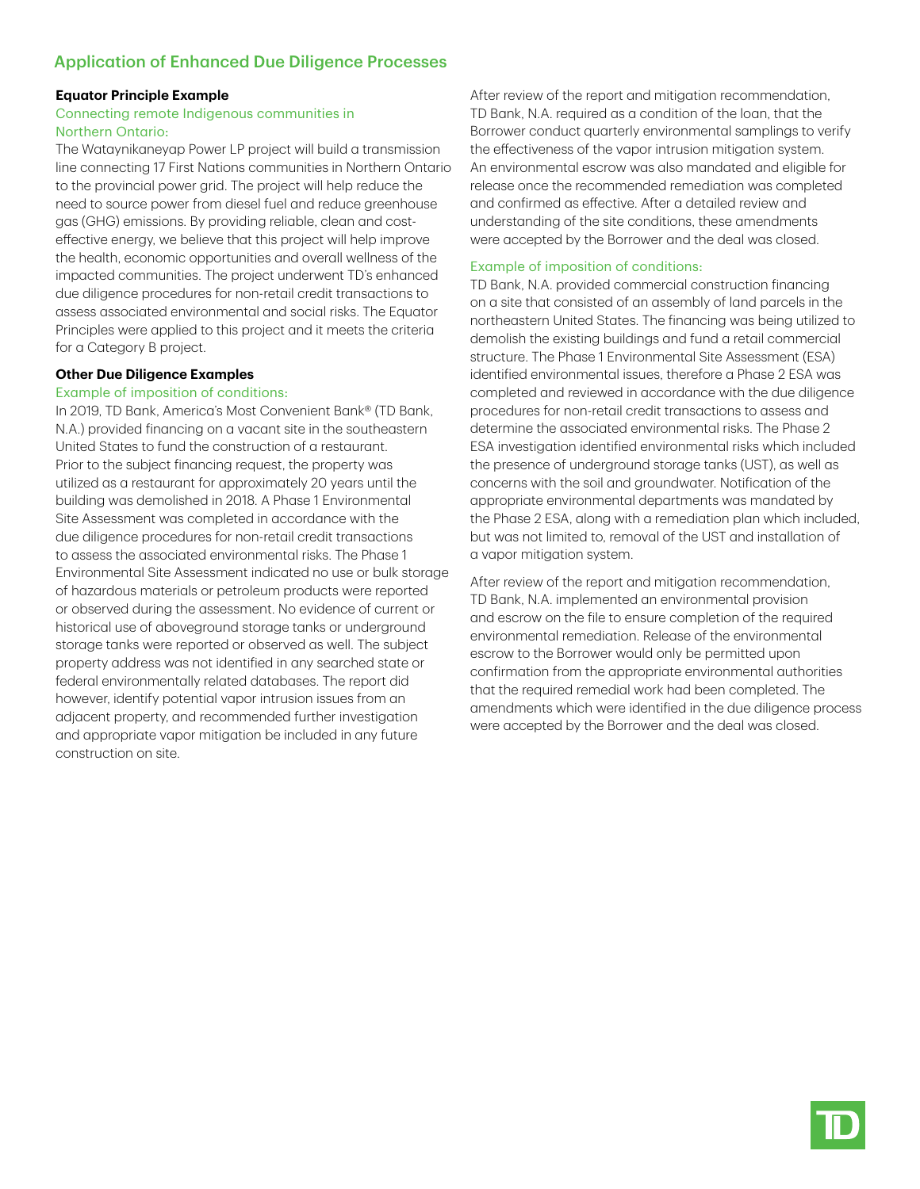## Application of Enhanced Due Diligence Processes

**Equator Principle Example**

### Connecting remote Indigenous communities in Northern Ontario:

The Wataynikaneyap Power LP project will build a transmission line connecting 17 First Nations communities in Northern Ontario to the provincial power grid. The project will help reduce the need to source power from diesel fuel and reduce greenhouse gas (GHG) emissions. By providing reliable, clean and cost-effective energy, we believe that this project will help improve the health, economic opportunities and overall wellness of the impacted communities. The project underwent TD's enhanced due diligence procedures for non-retail credit transactions to assess associated environmental and social risks. The Equator Principles were applied to this project and it meets the criteria for a Category B project.

**Other Due Diligence Examples**

### Example of imposition of conditions:

In 2019, TD Bank, America's Most Convenient Bank® (TD Bank, N.A.) provided financing on a vacant site in the southeastern United States to fund the construction of a restaurant. Prior to the subject financing request, the property was utilized as a restaurant for approximately 20 years until the building was demolished in 2018. A Phase 1 Environmental Site Assessment was completed in accordance with the due diligence procedures for non-retail credit transactions to assess the associated environmental risks. The Phase 1 Environmental Site Assessment indicated no use or bulk storage of hazardous materials or petroleum products were reported or observed during the assessment. No evidence of current or historical use of aboveground storage tanks or underground storage tanks were reported or observed as well. The subject property address was not identified in any searched state or federal environmentally related databases. The report did however, identify potential vapor intrusion issues from an adjacent property, and recommended further investigation and appropriate vapor mitigation be included in any future construction on site.

After review of the report and mitigation recommendation, TD Bank, N.A. required as a condition of the loan, that the Borrower conduct quarterly environmental samplings to verify the effectiveness of the vapor intrusion mitigation system. An environmental escrow was also mandated and eligible for release once the recommended remediation was completed and confirmed as effective. After a detailed review and understanding of the site conditions, these amendments were accepted by the Borrower and the deal was closed.

### Example of imposition of conditions:

TD Bank, N.A. provided commercial construction financing on a site that consisted of an assembly of land parcels in the northeastern United States. The financing was being utilized to demolish the existing buildings and fund a retail commercial structure. The Phase 1 Environmental Site Assessment (ESA) identified environmental issues, therefore a Phase 2 ESA was completed and reviewed in accordance with the due diligence procedures for non-retail credit transactions to assess and determine the associated environmental risks. The Phase 2 ESA investigation identified environmental risks which included the presence of underground storage tanks (UST), as well as concerns with the soil and groundwater. Notification of the appropriate environmental departments was mandated by the Phase 2 ESA, along with a remediation plan which included, but was not limited to, removal of the UST and installation of a vapor mitigation system.

After review of the report and mitigation recommendation, TD Bank, N.A. implemented an environmental provision and escrow on the file to ensure completion of the required environmental remediation. Release of the environmental escrow to the Borrower would only be permitted upon confirmation from the appropriate environmental authorities that the required remedial work had been completed. The amendments which were identified in the due diligence process were accepted by the Borrower and the deal was closed.